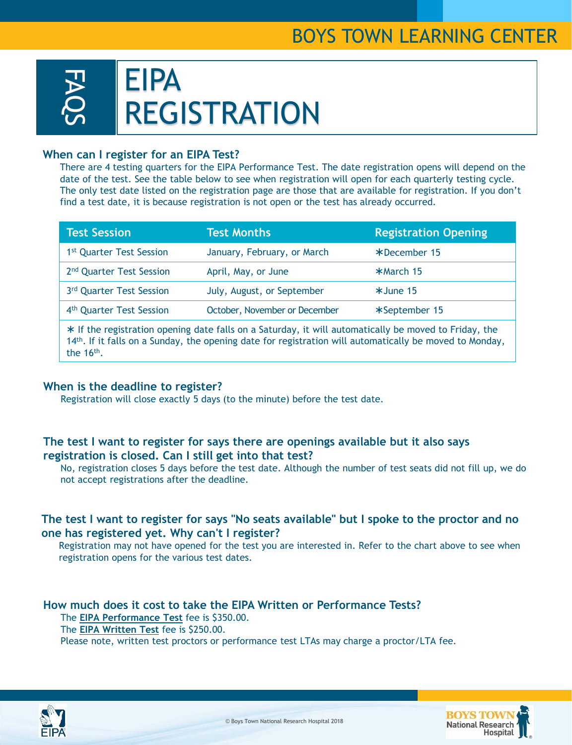BOYS TOWN LEARNING CENTER

FAQS

# EIPA REGISTRATION

### When can I register for an EIPA Test?

There are 4 testing quarters for the EIPA Performance Test. The date registration opens will depend on the date of the test. See the table below to see when registration will open for each quarterly testing cycle. The only test date listed on the registration page are those that are available for registration. If you don't find a test date, it is because registration is not open or the test has already occurred.

| Test Session | Test Months | Registration Opening |
|---|---|---|
| 1st Quarter Test Session | January, February, or March | ∗December 15 |
| 2nd Quarter Test Session | April, May, or June | ∗March 15 |
| 3rd Quarter Test Session | July, August, or September | ∗June 15 |
| 4th Quarter Test Session | October, November or December | ∗September 15 |

∗ If the registration opening date falls on a Saturday, it will automatically be moved to Friday, the 14th. If it falls on a Sunday, the opening date for registration will automatically be moved to Monday, the 16th.

### When is the deadline to register?

Registration will close exactly 5 days (to the minute) before the test date.

### The test I want to register for says there are openings available but it also says registration is closed. Can I still get into that test?

No, registration closes 5 days before the test date. Although the number of test seats did not fill up, we do not accept registrations after the deadline.

### The test I want to register for says "No seats available" but I spoke to the proctor and no one has registered yet. Why can't I register?

Registration may not have opened for the test you are interested in. Refer to the chart above to see when registration opens for the various test dates.

### How much does it cost to take the EIPA Written or Performance Tests?

The **EIPA Performance Test** fee is $350.00.
The **EIPA Written Test** fee is $250.00.
Please note, written test proctors or performance test LTAs may charge a proctor/LTA fee.

© Boys Town National Research Hospital 2018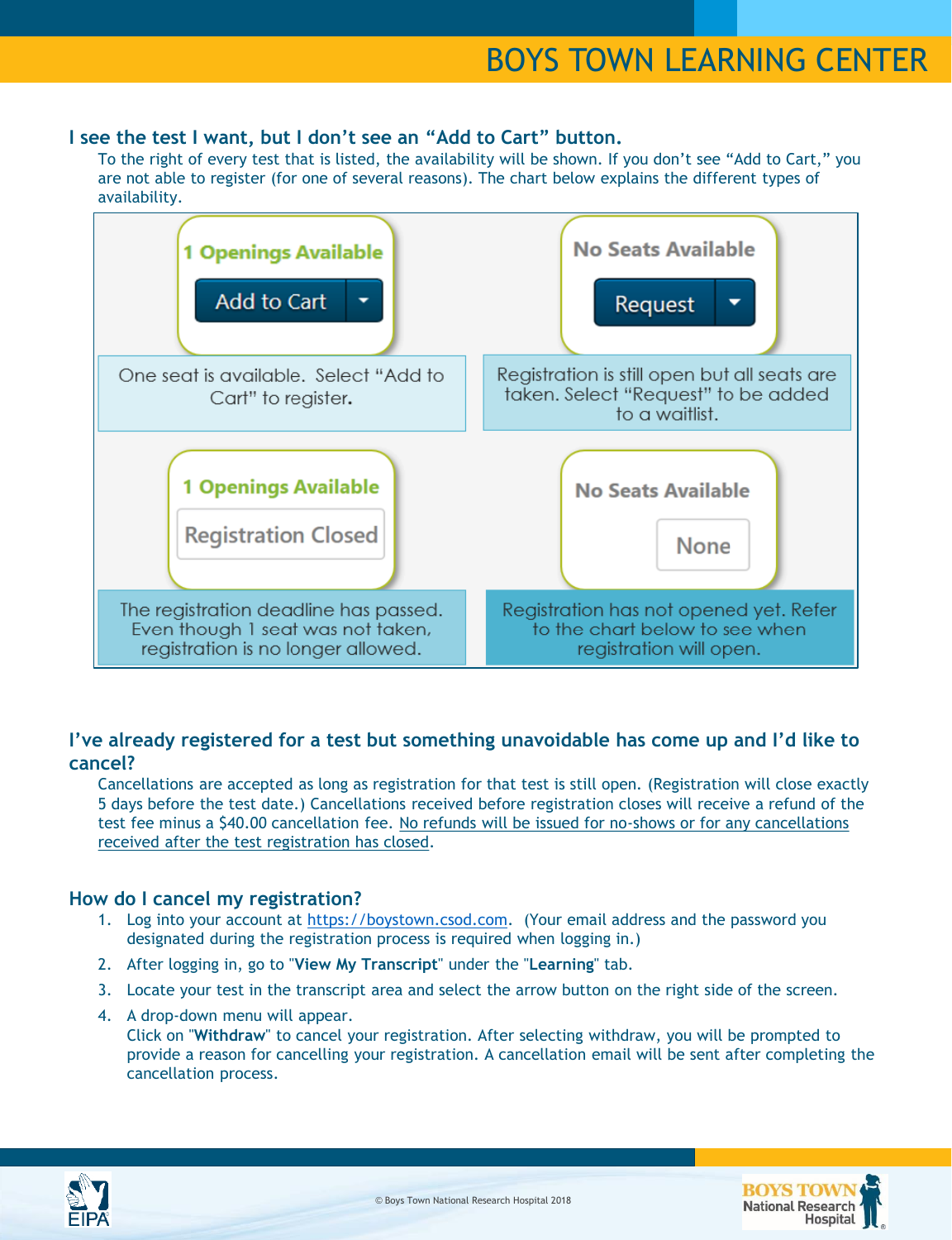## I see the test I want, but I don't see an "Add to Cart" button.

To the right of every test that is listed, the availability will be shown. If you don't see "Add to Cart," you are not able to register (for one of several reasons). The chart below explains the different types of availability.

| | |
|---|---|
| 1 Openings Available<br>Add to Cart | No Seats Available<br>Request |
| One seat is available. Select "Add to Cart" to register. | Registration is still open but all seats are taken. Select "Request" to be added to a waitlist. |
| 1 Openings Available<br>Registration Closed | No Seats Available<br>None |
| The registration deadline has passed. Even though 1 seat was not taken, registration is no longer allowed. | Registration has not opened yet. Refer to the chart below to see when registration will open. |

## I've already registered for a test but something unavoidable has come up and I'd like to cancel?

Cancellations are accepted as long as registration for that test is still open. (Registration will close exactly 5 days before the test date.) Cancellations received before registration closes will receive a refund of the test fee minus a $40.00 cancellation fee. No refunds will be issued for no-shows or for any cancellations received after the test registration has closed.

## How do I cancel my registration?

1. Log into your account at https://boystown.csod.com. (Your email address and the password you designated during the registration process is required when logging in.)
2. After logging in, go to "**View My Transcript**" under the "**Learning**" tab.
3. Locate your test in the transcript area and select the arrow button on the right side of the screen.
4. A drop-down menu will appear.
   Click on "**Withdraw**" to cancel your registration. After selecting withdraw, you will be prompted to provide a reason for cancelling your registration. A cancellation email will be sent after completing the cancellation process.